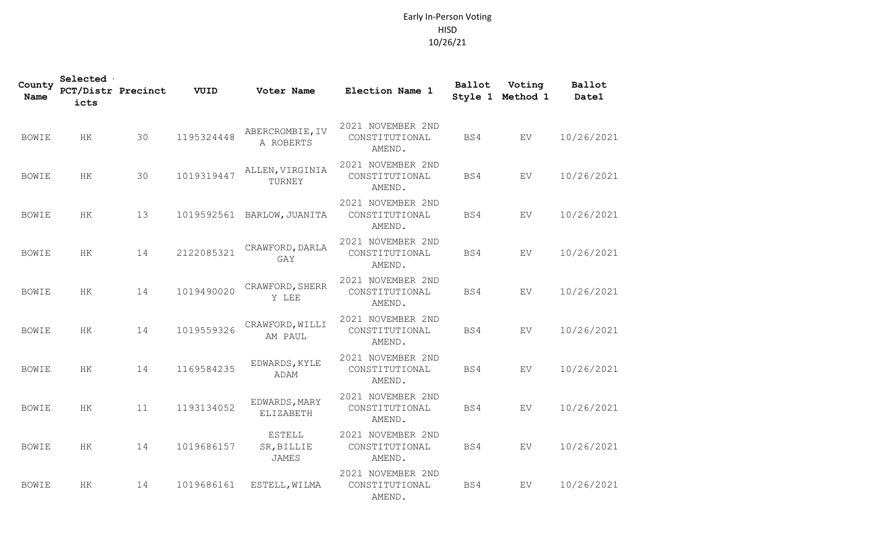# Early In-Person Voting
## HISD
## 10/26/21

| County Name | Selected PCT/Districts | Precinct | VUID | Voter Name | Election Name 1 | Ballot Style 1 | Voting Method 1 | Ballot Date1 |
|---|---|---|---|---|---|---|---|---|
| BOWIE | HK | 30 | 1195324448 | ABERCROMBIE,IVA ROBERTS | 2021 NOVEMBER 2ND CONSTITUTIONAL AMEND. | BS4 | EV | 10/26/2021 |
| BOWIE | HK | 30 | 1019319447 | ALLEN,VIRGINIA TURNEY | 2021 NOVEMBER 2ND CONSTITUTIONAL AMEND. | BS4 | EV | 10/26/2021 |
| BOWIE | HK | 13 | 1019592561 | BARLOW,JUANITA | 2021 NOVEMBER 2ND CONSTITUTIONAL AMEND. | BS4 | EV | 10/26/2021 |
| BOWIE | HK | 14 | 2122085321 | CRAWFORD,DARLA GAY | 2021 NOVEMBER 2ND CONSTITUTIONAL AMEND. | BS4 | EV | 10/26/2021 |
| BOWIE | HK | 14 | 1019490020 | CRAWFORD,SHERRY LEE | 2021 NOVEMBER 2ND CONSTITUTIONAL AMEND. | BS4 | EV | 10/26/2021 |
| BOWIE | HK | 14 | 1019559326 | CRAWFORD,WILLIAM PAUL | 2021 NOVEMBER 2ND CONSTITUTIONAL AMEND. | BS4 | EV | 10/26/2021 |
| BOWIE | HK | 14 | 1169584235 | EDWARDS,KYLE ADAM | 2021 NOVEMBER 2ND CONSTITUTIONAL AMEND. | BS4 | EV | 10/26/2021 |
| BOWIE | HK | 11 | 1193134052 | EDWARDS,MARY ELIZABETH | 2021 NOVEMBER 2ND CONSTITUTIONAL AMEND. | BS4 | EV | 10/26/2021 |
| BOWIE | HK | 14 | 1019686157 | ESTELL SR,BILLIE JAMES | 2021 NOVEMBER 2ND CONSTITUTIONAL AMEND. | BS4 | EV | 10/26/2021 |
| BOWIE | HK | 14 | 1019686161 | ESTELL,WILMA | 2021 NOVEMBER 2ND CONSTITUTIONAL AMEND. | BS4 | EV | 10/26/2021 |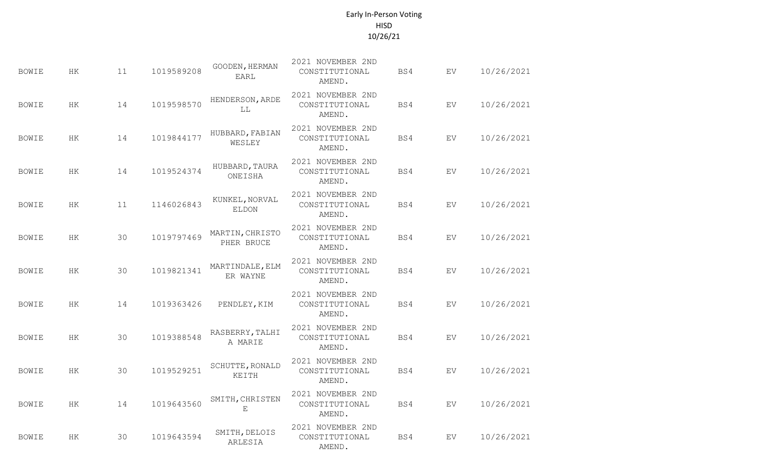Early In-Person Voting
HISD
10/26/21

| | | | | | | | | |
|---|---|---|---|---|---|---|---|---|
| BOWIE | HK | 11 | 1019589208 | GOODEN, HERMAN EARL | 2021 NOVEMBER 2ND CONSTITUTIONAL AMEND. | BS4 | EV | 10/26/2021 |
| BOWIE | HK | 14 | 1019598570 | HENDERSON, ARDELL | 2021 NOVEMBER 2ND CONSTITUTIONAL AMEND. | BS4 | EV | 10/26/2021 |
| BOWIE | HK | 14 | 1019844177 | HUBBARD, FABIAN WESLEY | 2021 NOVEMBER 2ND CONSTITUTIONAL AMEND. | BS4 | EV | 10/26/2021 |
| BOWIE | HK | 14 | 1019524374 | HUBBARD, TAURA ONEISHA | 2021 NOVEMBER 2ND CONSTITUTIONAL AMEND. | BS4 | EV | 10/26/2021 |
| BOWIE | HK | 11 | 1146026843 | KUNKEL, NORVAL ELDON | 2021 NOVEMBER 2ND CONSTITUTIONAL AMEND. | BS4 | EV | 10/26/2021 |
| BOWIE | HK | 30 | 1019797469 | MARTIN, CHRISTOPHER BRUCE | 2021 NOVEMBER 2ND CONSTITUTIONAL AMEND. | BS4 | EV | 10/26/2021 |
| BOWIE | HK | 30 | 1019821341 | MARTINDALE, ELMER WAYNE | 2021 NOVEMBER 2ND CONSTITUTIONAL AMEND. | BS4 | EV | 10/26/2021 |
| BOWIE | HK | 14 | 1019363426 | PENDLEY, KIM | 2021 NOVEMBER 2ND CONSTITUTIONAL AMEND. | BS4 | EV | 10/26/2021 |
| BOWIE | HK | 30 | 1019388548 | RASBERRY, TALHIA MARIE | 2021 NOVEMBER 2ND CONSTITUTIONAL AMEND. | BS4 | EV | 10/26/2021 |
| BOWIE | HK | 30 | 1019529251 | SCHUTTE, RONALD KEITH | 2021 NOVEMBER 2ND CONSTITUTIONAL AMEND. | BS4 | EV | 10/26/2021 |
| BOWIE | HK | 14 | 1019643560 | SMITH, CHRISTENE | 2021 NOVEMBER 2ND CONSTITUTIONAL AMEND. | BS4 | EV | 10/26/2021 |
| BOWIE | HK | 30 | 1019643594 | SMITH, DELOIS ARLESIA | 2021 NOVEMBER 2ND CONSTITUTIONAL AMEND. | BS4 | EV | 10/26/2021 |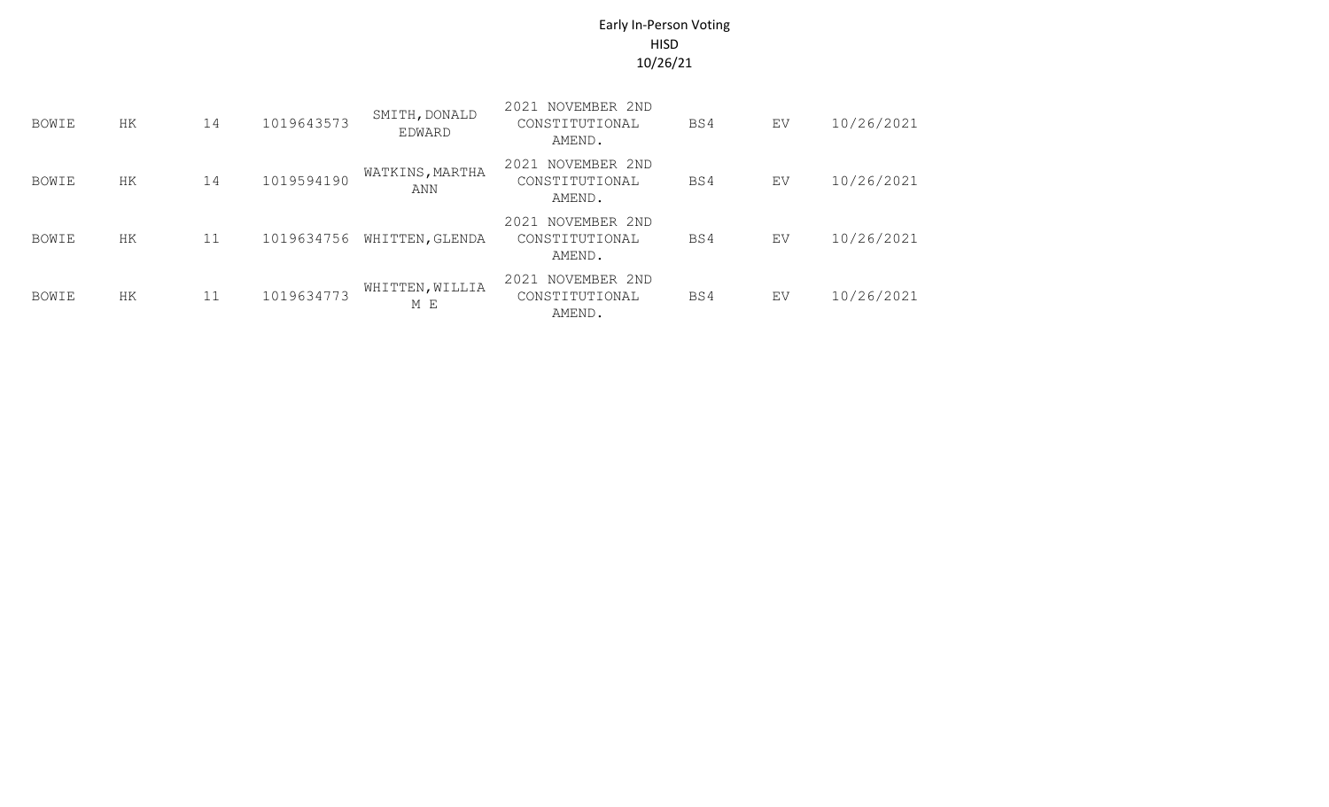| | | | | | | | | |
|---|---|---|---|---|---|---|---|---|
| BOWIE | HK | 14 | 1019643573 | SMITH,DONALD EDWARD | 2021 NOVEMBER 2ND CONSTITUTIONAL AMEND. | BS4 | EV | 10/26/2021 |
| BOWIE | HK | 14 | 1019594190 | WATKINS,MARTHA ANN | 2021 NOVEMBER 2ND CONSTITUTIONAL AMEND. | BS4 | EV | 10/26/2021 |
| BOWIE | HK | 11 | 1019634756 | WHITTEN,GLENDA | 2021 NOVEMBER 2ND CONSTITUTIONAL AMEND. | BS4 | EV | 10/26/2021 |
| BOWIE | HK | 11 | 1019634773 | WHITTEN,WILLIAM E | 2021 NOVEMBER 2ND CONSTITUTIONAL AMEND. | BS4 | EV | 10/26/2021 |